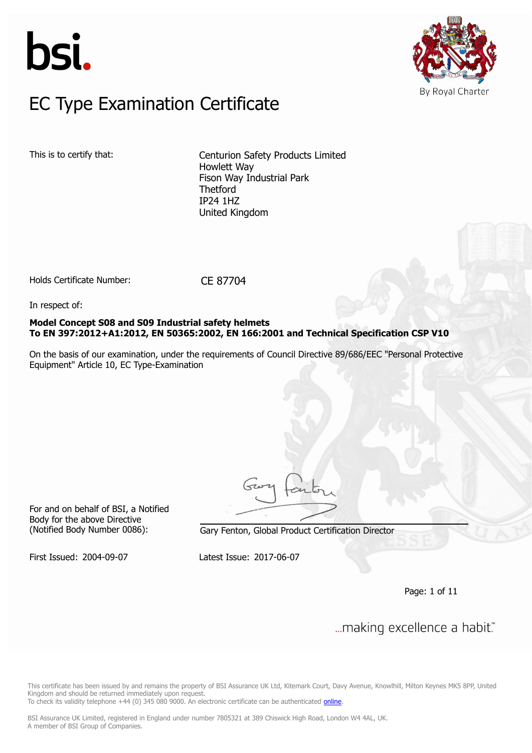bsi.

By Royal Charter

# EC Type Examination Certificate

This is to certify that:

Centurion Safety Products Limited
Howlett Way
Fison Way Industrial Park
Thetford
IP24 1HZ
United Kingdom

Holds Certificate Number: CE 87704

In respect of:

**Model Concept S08 and S09 Industrial safety helmets**
**To EN 397:2012+A1:2012, EN 50365:2002, EN 166:2001 and Technical Specification CSP V10**

On the basis of our examination, under the requirements of Council Directive 89/686/EEC "Personal Protective Equipment" Article 10, EC Type-Examination

For and on behalf of BSI, a Notified Body for the above Directive (Notified Body Number 0086):

Gary Fenton, Global Product Certification Director

First Issued: 2004-09-07

Latest Issue: 2017-06-07

...making excellence a habit.™

This certificate has been issued by and remains the property of BSI Assurance UK Ltd, Kitemark Court, Davy Avenue, Knowlhill, Milton Keynes MK5 8PP, United Kingdom and should be returned immediately upon request.
To check its validity telephone +44 (0) 345 080 9000. An electronic certificate can be authenticated online.

BSI Assurance UK Limited, registered in England under number 7805321 at 389 Chiswick High Road, London W4 4AL, UK.
A member of BSI Group of Companies.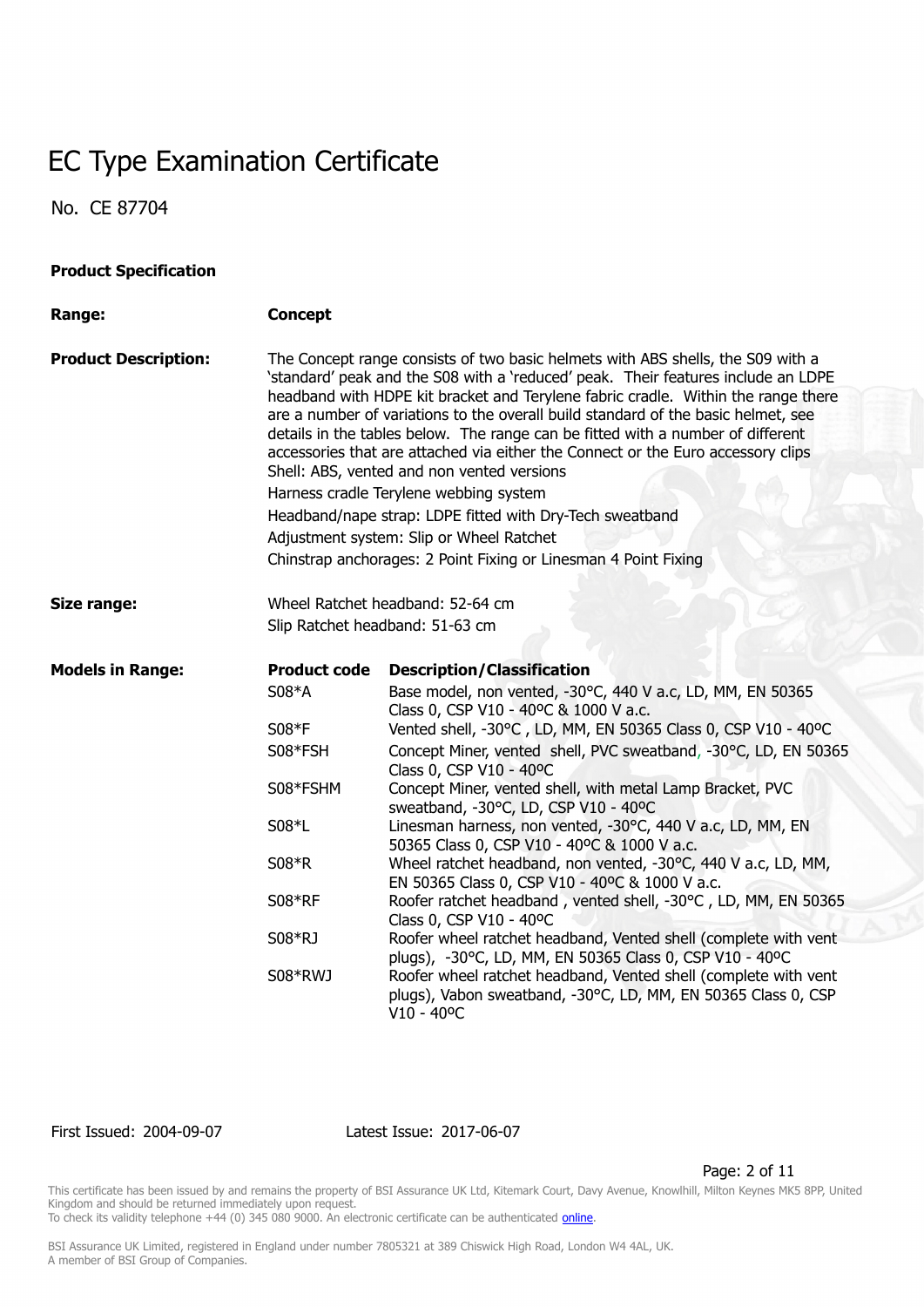# EC Type Examination Certificate

No. CE 87704

**Product Specification**

**Range:** **Concept**

**Product Description:**

The Concept range consists of two basic helmets with ABS shells, the S09 with a 'standard' peak and the S08 with a 'reduced' peak. Their features include an LDPE headband with HDPE kit bracket and Terylene fabric cradle. Within the range there are a number of variations to the overall build standard of the basic helmet, see details in the tables below. The range can be fitted with a number of different accessories that are attached via either the Connect or the Euro accessory clips

Shell: ABS, vented and non vented versions

Harness cradle Terylene webbing system

Headband/nape strap: LDPE fitted with Dry-Tech sweatband

Adjustment system: Slip or Wheel Ratchet

Chinstrap anchorages: 2 Point Fixing or Linesman 4 Point Fixing

**Size range:**

Wheel Ratchet headband: 52-64 cm

Slip Ratchet headband: 51-63 cm

**Models in Range:**

| Product code | Description/Classification |
|---|---|
| S08*A | Base model, non vented, -30°C, 440 V a.c, LD, MM, EN 50365 Class 0, CSP V10 - 40ºC & 1000 V a.c. |
| S08*F | Vented shell, -30°C , LD, MM, EN 50365 Class 0, CSP V10 - 40ºC |
| S08*FSH | Concept Miner, vented shell, PVC sweatband, -30°C, LD, EN 50365 Class 0, CSP V10 - 40ºC |
| S08*FSHM | Concept Miner, vented shell, with metal Lamp Bracket, PVC sweatband, -30°C, LD, CSP V10 - 40ºC |
| S08*L | Linesman harness, non vented, -30°C, 440 V a.c, LD, MM, EN 50365 Class 0, CSP V10 - 40ºC & 1000 V a.c. |
| S08*R | Wheel ratchet headband, non vented, -30°C, 440 V a.c, LD, MM, EN 50365 Class 0, CSP V10 - 40ºC & 1000 V a.c. |
| S08*RF | Roofer ratchet headband , vented shell, -30°C , LD, MM, EN 50365 Class 0, CSP V10 - 40ºC |
| S08*RJ | Roofer wheel ratchet headband, Vented shell (complete with vent plugs), -30°C, LD, MM, EN 50365 Class 0, CSP V10 - 40ºC |
| S08*RWJ | Roofer wheel ratchet headband, Vented shell (complete with vent plugs), Vabon sweatband, -30°C, LD, MM, EN 50365 Class 0, CSP V10 - 40ºC |

First Issued: 2004-09-07 Latest Issue: 2017-06-07

This certificate has been issued by and remains the property of BSI Assurance UK Ltd, Kitemark Court, Davy Avenue, Knowlhill, Milton Keynes MK5 8PP, United Kingdom and should be returned immediately upon request.
To check its validity telephone +44 (0) 345 080 9000. An electronic certificate can be authenticated online.

BSI Assurance UK Limited, registered in England under number 7805321 at 389 Chiswick High Road, London W4 4AL, UK.
A member of BSI Group of Companies.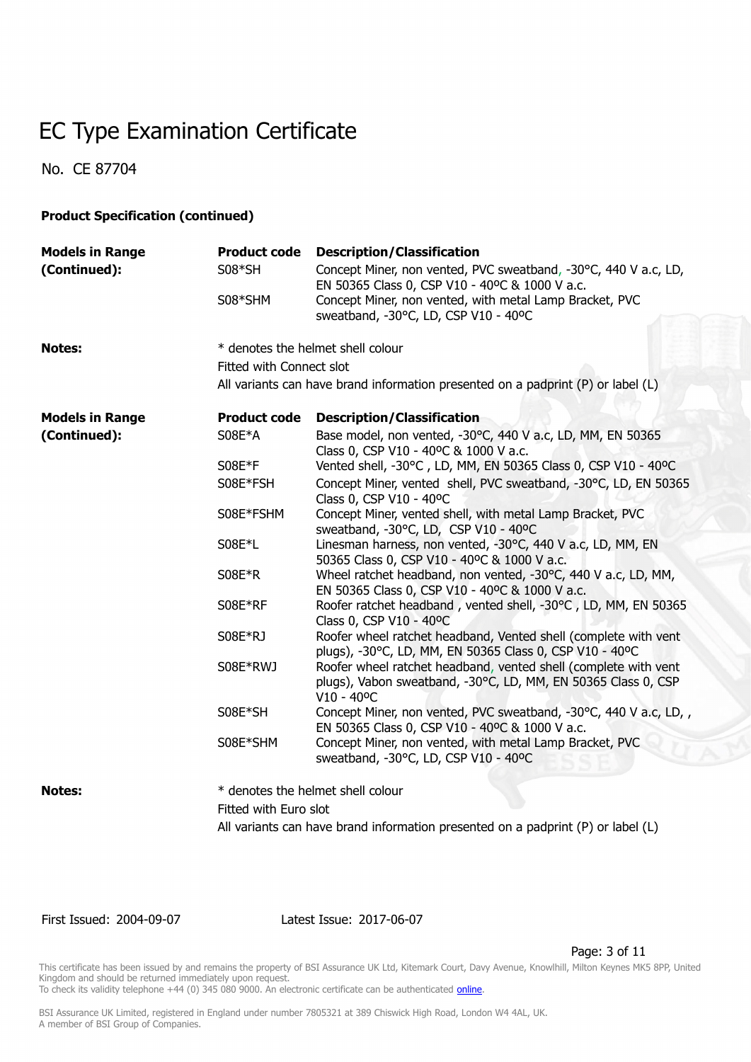# EC Type Examination Certificate

No. CE 87704

**Product Specification (continued)**

| **Models in Range (Continued):** | **Product code** | **Description/Classification** |
|---|---|---|
| | S08*SH | Concept Miner, non vented, PVC sweatband, -30°C, 440 V a.c, LD, EN 50365 Class 0, CSP V10 - 40ºC & 1000 V a.c. |
| | S08*SHM | Concept Miner, non vented, with metal Lamp Bracket, PVC sweatband, -30°C, LD, CSP V10 - 40ºC |

**Notes:**

* denotes the helmet shell colour

Fitted with Connect slot

All variants can have brand information presented on a padprint (P) or label (L)

| **Models in Range (Continued):** | **Product code** | **Description/Classification** |
|---|---|---|
| | S08E*A | Base model, non vented, -30°C, 440 V a.c, LD, MM, EN 50365 Class 0, CSP V10 - 40ºC & 1000 V a.c. |
| | S08E*F | Vented shell, -30°C , LD, MM, EN 50365 Class 0, CSP V10 - 40ºC |
| | S08E*FSH | Concept Miner, vented shell, PVC sweatband, -30°C, LD, EN 50365 Class 0, CSP V10 - 40ºC |
| | S08E*FSHM | Concept Miner, vented shell, with metal Lamp Bracket, PVC sweatband, -30°C, LD, CSP V10 - 40ºC |
| | S08E*L | Linesman harness, non vented, -30°C, 440 V a.c, LD, MM, EN 50365 Class 0, CSP V10 - 40ºC & 1000 V a.c. |
| | S08E*R | Wheel ratchet headband, non vented, -30°C, 440 V a.c, LD, MM, EN 50365 Class 0, CSP V10 - 40ºC & 1000 V a.c. |
| | S08E*RF | Roofer ratchet headband , vented shell, -30°C , LD, MM, EN 50365 Class 0, CSP V10 - 40ºC |
| | S08E*RJ | Roofer wheel ratchet headband, Vented shell (complete with vent plugs), -30°C, LD, MM, EN 50365 Class 0, CSP V10 - 40ºC |
| | S08E*RWJ | Roofer wheel ratchet headband, vented shell (complete with vent plugs), Vabon sweatband, -30°C, LD, MM, EN 50365 Class 0, CSP V10 - 40ºC |
| | S08E*SH | Concept Miner, non vented, PVC sweatband, -30°C, 440 V a.c, LD, , EN 50365 Class 0, CSP V10 - 40ºC & 1000 V a.c. |
| | S08E*SHM | Concept Miner, non vented, with metal Lamp Bracket, PVC sweatband, -30°C, LD, CSP V10 - 40ºC |

**Notes:**

* denotes the helmet shell colour

Fitted with Euro slot

All variants can have brand information presented on a padprint (P) or label (L)

First Issued: 2004-09-07 Latest Issue: 2017-06-07

This certificate has been issued by and remains the property of BSI Assurance UK Ltd, Kitemark Court, Davy Avenue, Knowlhill, Milton Keynes MK5 8PP, United Kingdom and should be returned immediately upon request.
To check its validity telephone +44 (0) 345 080 9000. An electronic certificate can be authenticated online.

BSI Assurance UK Limited, registered in England under number 7805321 at 389 Chiswick High Road, London W4 4AL, UK.
A member of BSI Group of Companies.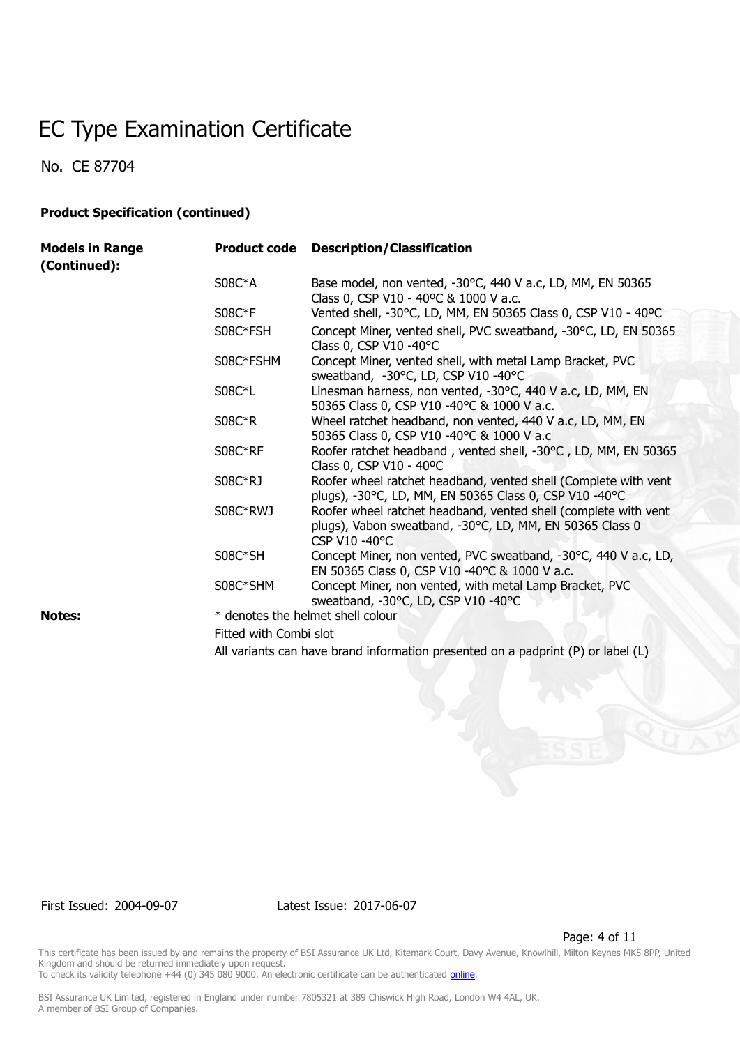# EC Type Examination Certificate

No. CE 87704

**Product Specification (continued)**

| Models in Range (Continued): | Product code | Description/Classification |
| --- | --- | --- |
| | S08C*A | Base model, non vented, -30°C, 440 V a.c, LD, MM, EN 50365 Class 0, CSP V10 - 40ºC & 1000 V a.c. |
| | S08C*F | Vented shell, -30°C, LD, MM, EN 50365 Class 0, CSP V10 - 40ºC |
| | S08C*FSH | Concept Miner, vented shell, PVC sweatband, -30°C, LD, EN 50365 Class 0, CSP V10 -40°C |
| | S08C*FSHM | Concept Miner, vented shell, with metal Lamp Bracket, PVC sweatband, -30°C, LD, CSP V10 -40°C |
| | S08C*L | Linesman harness, non vented, -30°C, 440 V a.c, LD, MM, EN 50365 Class 0, CSP V10 -40°C & 1000 V a.c. |
| | S08C*R | Wheel ratchet headband, non vented, 440 V a.c, LD, MM, EN 50365 Class 0, CSP V10 -40°C & 1000 V a.c |
| | S08C*RF | Roofer ratchet headband , vented shell, -30°C , LD, MM, EN 50365 Class 0, CSP V10 - 40ºC |
| | S08C*RJ | Roofer wheel ratchet headband, vented shell (Complete with vent plugs), -30°C, LD, MM, EN 50365 Class 0, CSP V10 -40°C |
| | S08C*RWJ | Roofer wheel ratchet headband, vented shell (complete with vent plugs), Vabon sweatband, -30°C, LD, MM, EN 50365 Class 0 CSP V10 -40°C |
| | S08C*SH | Concept Miner, non vented, PVC sweatband, -30°C, 440 V a.c, LD, EN 50365 Class 0, CSP V10 -40°C & 1000 V a.c. |
| | S08C*SHM | Concept Miner, non vented, with metal Lamp Bracket, PVC sweatband, -30°C, LD, CSP V10 -40°C |

**Notes:**

* denotes the helmet shell colour

Fitted with Combi slot

All variants can have brand information presented on a padprint (P) or label (L)

First Issued: 2004-09-07 Latest Issue: 2017-06-07

This certificate has been issued by and remains the property of BSI Assurance UK Ltd, Kitemark Court, Davy Avenue, Knowlhill, Milton Keynes MK5 8PP, United Kingdom and should be returned immediately upon request.
To check its validity telephone +44 (0) 345 080 9000. An electronic certificate can be authenticated online.

BSI Assurance UK Limited, registered in England under number 7805321 at 389 Chiswick High Road, London W4 4AL, UK.
A member of BSI Group of Companies.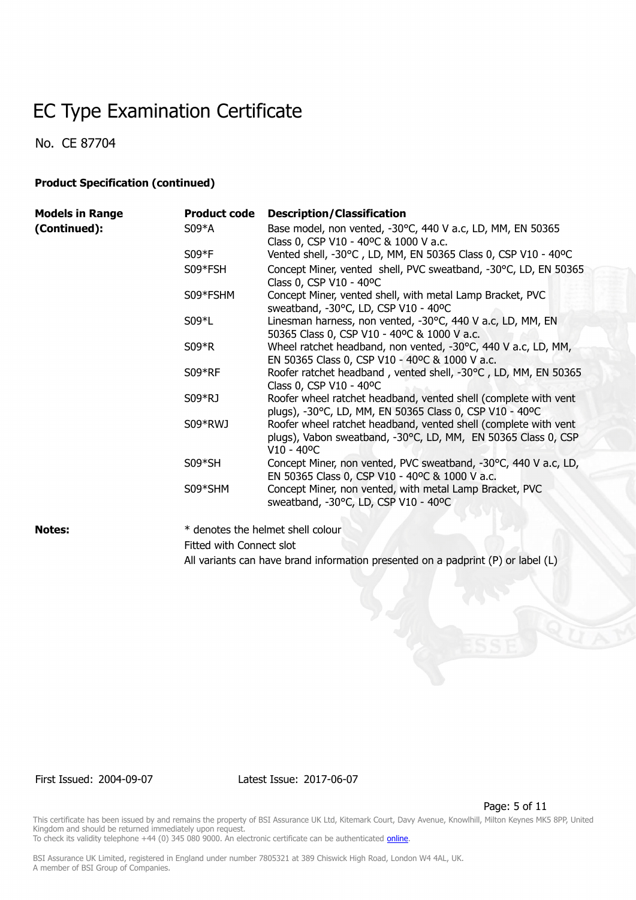# EC Type Examination Certificate

No. CE 87704

**Product Specification (continued)**

| Models in Range (Continued): | Product code | Description/Classification |
|---|---|---|
| | S09*A | Base model, non vented, -30°C, 440 V a.c, LD, MM, EN 50365 Class 0, CSP V10 - 40ºC & 1000 V a.c. |
| | S09*F | Vented shell, -30°C , LD, MM, EN 50365 Class 0, CSP V10 - 40ºC |
| | S09*FSH | Concept Miner, vented shell, PVC sweatband, -30°C, LD, EN 50365 Class 0, CSP V10 - 40ºC |
| | S09*FSHM | Concept Miner, vented shell, with metal Lamp Bracket, PVC sweatband, -30°C, LD, CSP V10 - 40ºC |
| | S09*L | Linesman harness, non vented, -30°C, 440 V a.c, LD, MM, EN 50365 Class 0, CSP V10 - 40ºC & 1000 V a.c. |
| | S09*R | Wheel ratchet headband, non vented, -30°C, 440 V a.c, LD, MM, EN 50365 Class 0, CSP V10 - 40ºC & 1000 V a.c. |
| | S09*RF | Roofer ratchet headband , vented shell, -30°C , LD, MM, EN 50365 Class 0, CSP V10 - 40ºC |
| | S09*RJ | Roofer wheel ratchet headband, vented shell (complete with vent plugs), -30°C, LD, MM, EN 50365 Class 0, CSP V10 - 40ºC |
| | S09*RWJ | Roofer wheel ratchet headband, vented shell (complete with vent plugs), Vabon sweatband, -30°C, LD, MM, EN 50365 Class 0, CSP V10 - 40ºC |
| | S09*SH | Concept Miner, non vented, PVC sweatband, -30°C, 440 V a.c, LD, EN 50365 Class 0, CSP V10 - 40ºC & 1000 V a.c. |
| | S09*SHM | Concept Miner, non vented, with metal Lamp Bracket, PVC sweatband, -30°C, LD, CSP V10 - 40ºC |

**Notes:**

* denotes the helmet shell colour

Fitted with Connect slot

All variants can have brand information presented on a padprint (P) or label (L)

First Issued: 2004-09-07 Latest Issue: 2017-06-07

This certificate has been issued by and remains the property of BSI Assurance UK Ltd, Kitemark Court, Davy Avenue, Knowlhill, Milton Keynes MK5 8PP, United Kingdom and should be returned immediately upon request.
To check its validity telephone +44 (0) 345 080 9000. An electronic certificate can be authenticated online.

BSI Assurance UK Limited, registered in England under number 7805321 at 389 Chiswick High Road, London W4 4AL, UK.
A member of BSI Group of Companies.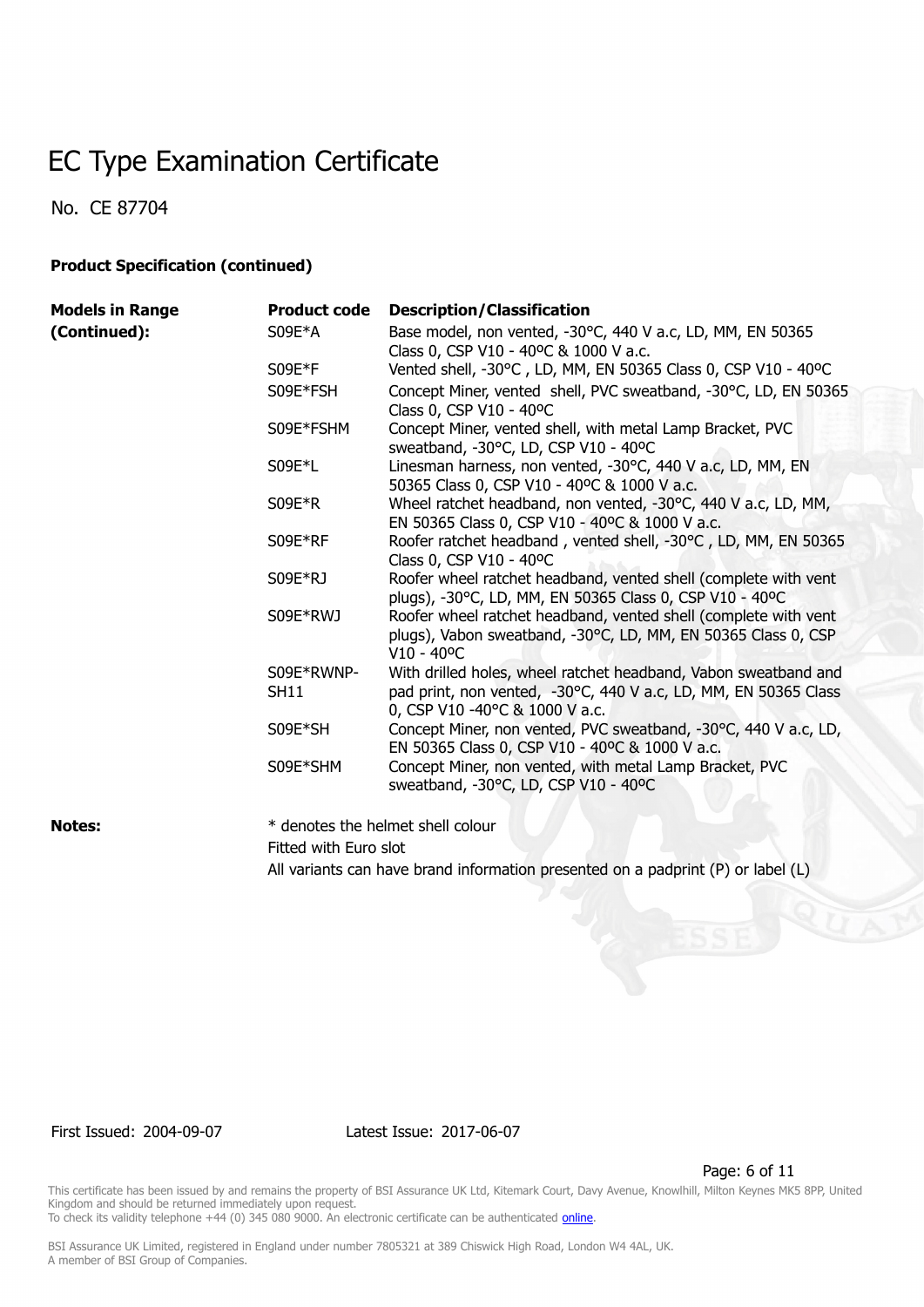# EC Type Examination Certificate

No. CE 87704

**Product Specification (continued)**

| **Models in Range (Continued):** | **Product code** | **Description/Classification** |
|---|---|---|
| | S09E*A | Base model, non vented, -30°C, 440 V a.c, LD, MM, EN 50365 Class 0, CSP V10 - 40ºC & 1000 V a.c. |
| | S09E*F | Vented shell, -30°C , LD, MM, EN 50365 Class 0, CSP V10 - 40ºC |
| | S09E*FSH | Concept Miner, vented shell, PVC sweatband, -30°C, LD, EN 50365 Class 0, CSP V10 - 40ºC |
| | S09E*FSHM | Concept Miner, vented shell, with metal Lamp Bracket, PVC sweatband, -30°C, LD, CSP V10 - 40ºC |
| | S09E*L | Linesman harness, non vented, -30°C, 440 V a.c, LD, MM, EN 50365 Class 0, CSP V10 - 40ºC & 1000 V a.c. |
| | S09E*R | Wheel ratchet headband, non vented, -30°C, 440 V a.c, LD, MM, EN 50365 Class 0, CSP V10 - 40ºC & 1000 V a.c. |
| | S09E*RF | Roofer ratchet headband , vented shell, -30°C , LD, MM, EN 50365 Class 0, CSP V10 - 40ºC |
| | S09E*RJ | Roofer wheel ratchet headband, vented shell (complete with vent plugs), -30°C, LD, MM, EN 50365 Class 0, CSP V10 - 40ºC |
| | S09E*RWJ | Roofer wheel ratchet headband, vented shell (complete with vent plugs), Vabon sweatband, -30°C, LD, MM, EN 50365 Class 0, CSP V10 - 40ºC |
| | S09E*RWNP-SH11 | With drilled holes, wheel ratchet headband, Vabon sweatband and pad print, non vented, -30°C, 440 V a.c, LD, MM, EN 50365 Class 0, CSP V10 -40°C & 1000 V a.c. |
| | S09E*SH | Concept Miner, non vented, PVC sweatband, -30°C, 440 V a.c, LD, EN 50365 Class 0, CSP V10 - 40ºC & 1000 V a.c. |
| | S09E*SHM | Concept Miner, non vented, with metal Lamp Bracket, PVC sweatband, -30°C, LD, CSP V10 - 40ºC |

**Notes:**

* denotes the helmet shell colour

Fitted with Euro slot

All variants can have brand information presented on a padprint (P) or label (L)

First Issued: 2004-09-07 Latest Issue: 2017-06-07

This certificate has been issued by and remains the property of BSI Assurance UK Ltd, Kitemark Court, Davy Avenue, Knowlhill, Milton Keynes MK5 8PP, United Kingdom and should be returned immediately upon request.
To check its validity telephone +44 (0) 345 080 9000. An electronic certificate can be authenticated online.

BSI Assurance UK Limited, registered in England under number 7805321 at 389 Chiswick High Road, London W4 4AL, UK.
A member of BSI Group of Companies.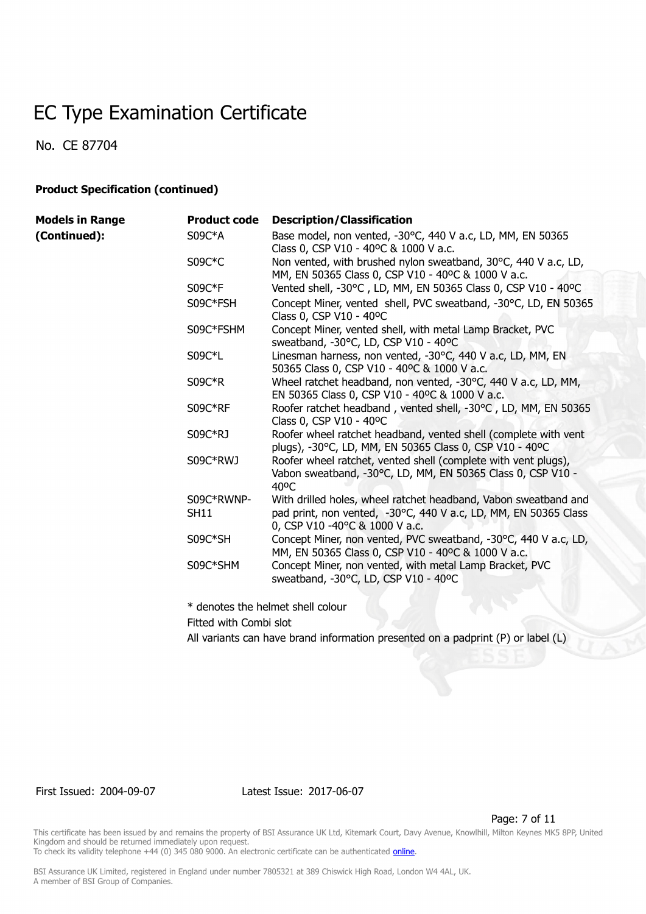# EC Type Examination Certificate

No. CE 87704

**Product Specification (continued)**

| Models in Range (Continued): | Product code | Description/Classification |
|---|---|---|
| | S09C*A | Base model, non vented, -30°C, 440 V a.c, LD, MM, EN 50365 Class 0, CSP V10 - 40ºC & 1000 V a.c. |
| | S09C*C | Non vented, with brushed nylon sweatband, 30°C, 440 V a.c, LD, MM, EN 50365 Class 0, CSP V10 - 40ºC & 1000 V a.c. |
| | S09C*F | Vented shell, -30°C , LD, MM, EN 50365 Class 0, CSP V10 - 40ºC |
| | S09C*FSH | Concept Miner, vented shell, PVC sweatband, -30°C, LD, EN 50365 Class 0, CSP V10 - 40ºC |
| | S09C*FSHM | Concept Miner, vented shell, with metal Lamp Bracket, PVC sweatband, -30°C, LD, CSP V10 - 40ºC |
| | S09C*L | Linesman harness, non vented, -30°C, 440 V a.c, LD, MM, EN 50365 Class 0, CSP V10 - 40ºC & 1000 V a.c. |
| | S09C*R | Wheel ratchet headband, non vented, -30°C, 440 V a.c, LD, MM, EN 50365 Class 0, CSP V10 - 40ºC & 1000 V a.c. |
| | S09C*RF | Roofer ratchet headband , vented shell, -30°C , LD, MM, EN 50365 Class 0, CSP V10 - 40ºC |
| | S09C*RJ | Roofer wheel ratchet headband, vented shell (complete with vent plugs), -30°C, LD, MM, EN 50365 Class 0, CSP V10 - 40ºC |
| | S09C*RWJ | Roofer wheel ratchet, vented shell (complete with vent plugs), Vabon sweatband, -30°C, LD, MM, EN 50365 Class 0, CSP V10 - 40ºC |
| | S09C*RWNP-SH11 | With drilled holes, wheel ratchet headband, Vabon sweatband and pad print, non vented, -30°C, 440 V a.c, LD, MM, EN 50365 Class 0, CSP V10 -40°C & 1000 V a.c. |
| | S09C*SH | Concept Miner, non vented, PVC sweatband, -30°C, 440 V a.c, LD, MM, EN 50365 Class 0, CSP V10 - 40ºC & 1000 V a.c. |
| | S09C*SHM | Concept Miner, non vented, with metal Lamp Bracket, PVC sweatband, -30°C, LD, CSP V10 - 40ºC |

* denotes the helmet shell colour

Fitted with Combi slot

All variants can have brand information presented on a padprint (P) or label (L)

First Issued: 2004-09-07 Latest Issue: 2017-06-07

This certificate has been issued by and remains the property of BSI Assurance UK Ltd, Kitemark Court, Davy Avenue, Knowlhill, Milton Keynes MK5 8PP, United Kingdom and should be returned immediately upon request.
To check its validity telephone +44 (0) 345 080 9000. An electronic certificate can be authenticated online.

BSI Assurance UK Limited, registered in England under number 7805321 at 389 Chiswick High Road, London W4 4AL, UK.
A member of BSI Group of Companies.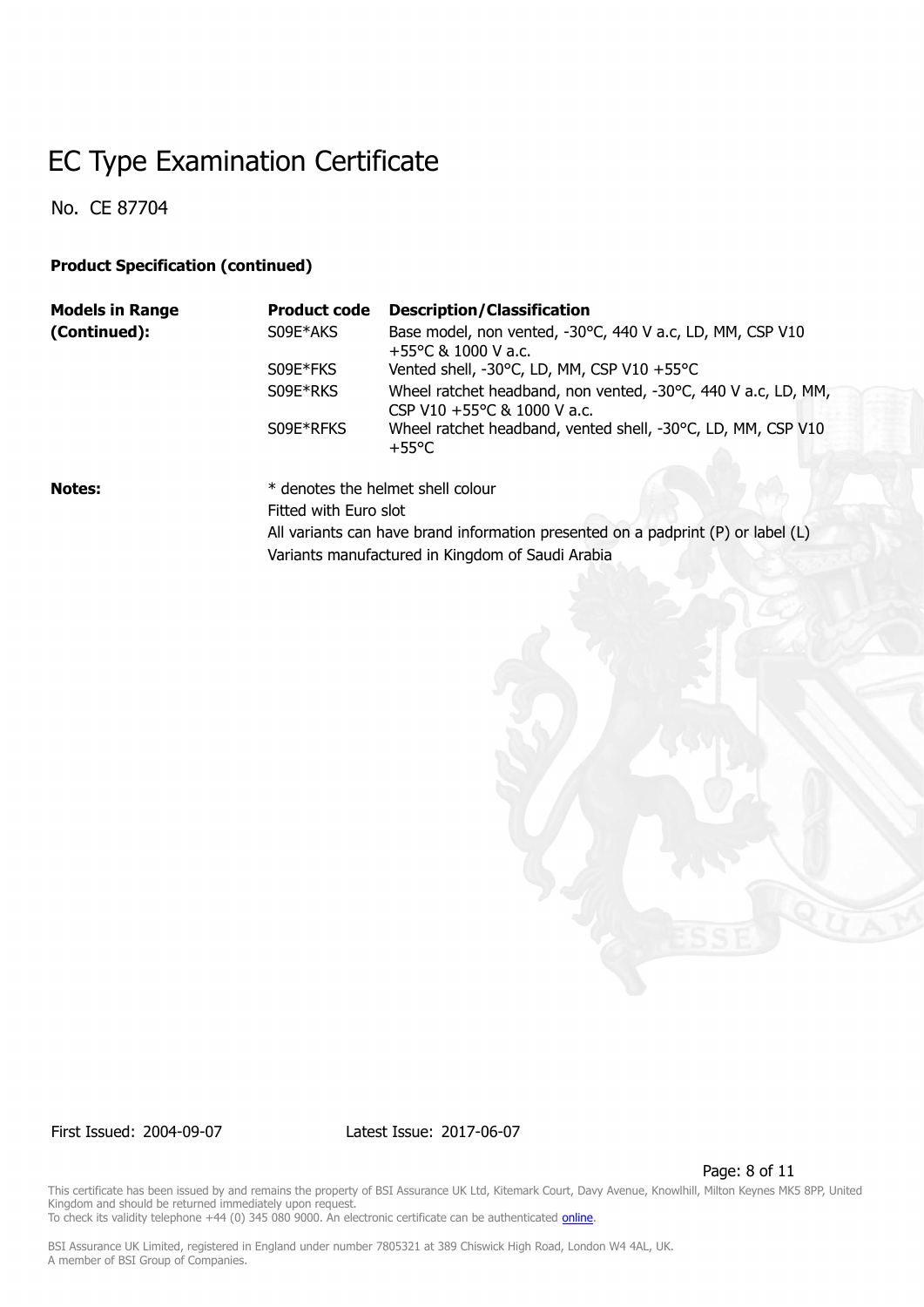# EC Type Examination Certificate

No. CE 87704

**Product Specification (continued)**

| **Models in Range (Continued):** | **Product code** | **Description/Classification** |
|---|---|---|
| | S09E*AKS | Base model, non vented, -30°C, 440 V a.c, LD, MM, CSP V10 +55°C & 1000 V a.c. |
| | S09E*FKS | Vented shell, -30°C, LD, MM, CSP V10 +55°C |
| | S09E*RKS | Wheel ratchet headband, non vented, -30°C, 440 V a.c, LD, MM, CSP V10 +55°C & 1000 V a.c. |
| | S09E*RFKS | Wheel ratchet headband, vented shell, -30°C, LD, MM, CSP V10 +55°C |

**Notes:**

* denotes the helmet shell colour
Fitted with Euro slot
All variants can have brand information presented on a padprint (P) or label (L)
Variants manufactured in Kingdom of Saudi Arabia

First Issued: 2004-09-07 Latest Issue: 2017-06-07

This certificate has been issued by and remains the property of BSI Assurance UK Ltd, Kitemark Court, Davy Avenue, Knowlhill, Milton Keynes MK5 8PP, United Kingdom and should be returned immediately upon request.
To check its validity telephone +44 (0) 345 080 9000. An electronic certificate can be authenticated online.

BSI Assurance UK Limited, registered in England under number 7805321 at 389 Chiswick High Road, London W4 4AL, UK.
A member of BSI Group of Companies.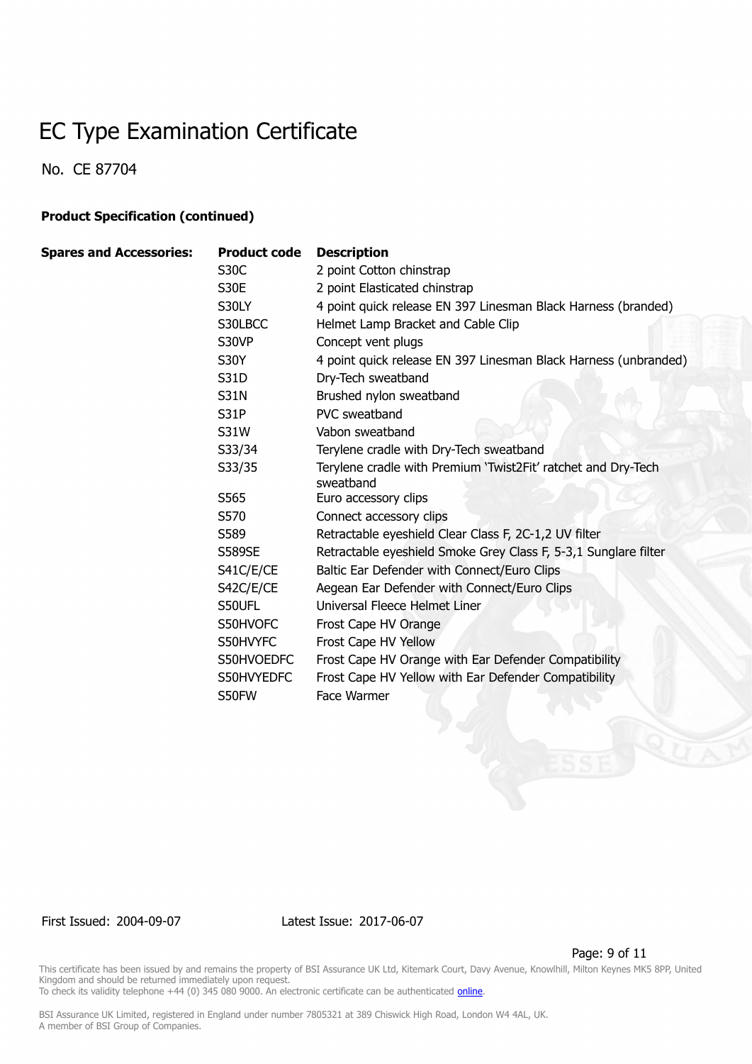# EC Type Examination Certificate

No. CE 87704

**Product Specification (continued)**

| **Spares and Accessories:** | **Product code** | **Description** |
|---|---|---|
| | S30C | 2 point Cotton chinstrap |
| | S30E | 2 point Elasticated chinstrap |
| | S30LY | 4 point quick release EN 397 Linesman Black Harness (branded) |
| | S30LBCC | Helmet Lamp Bracket and Cable Clip |
| | S30VP | Concept vent plugs |
| | S30Y | 4 point quick release EN 397 Linesman Black Harness (unbranded) |
| | S31D | Dry-Tech sweatband |
| | S31N | Brushed nylon sweatband |
| | S31P | PVC sweatband |
| | S31W | Vabon sweatband |
| | S33/34 | Terylene cradle with Dry-Tech sweatband |
| | S33/35 | Terylene cradle with Premium 'Twist2Fit' ratchet and Dry-Tech sweatband |
| | S565 | Euro accessory clips |
| | S570 | Connect accessory clips |
| | S589 | Retractable eyeshield Clear Class F, 2C-1,2 UV filter |
| | S589SE | Retractable eyeshield Smoke Grey Class F, 5-3,1 Sunglare filter |
| | S41C/E/CE | Baltic Ear Defender with Connect/Euro Clips |
| | S42C/E/CE | Aegean Ear Defender with Connect/Euro Clips |
| | S50UFL | Universal Fleece Helmet Liner |
| | S50HVOFC | Frost Cape HV Orange |
| | S50HVYFC | Frost Cape HV Yellow |
| | S50HVOEDFC | Frost Cape HV Orange with Ear Defender Compatibility |
| | S50HVYEDFC | Frost Cape HV Yellow with Ear Defender Compatibility |
| | S50FW | Face Warmer |

First Issued: 2004-09-07 Latest Issue: 2017-06-07

This certificate has been issued by and remains the property of BSI Assurance UK Ltd, Kitemark Court, Davy Avenue, Knowlhill, Milton Keynes MK5 8PP, United Kingdom and should be returned immediately upon request.
To check its validity telephone +44 (0) 345 080 9000. An electronic certificate can be authenticated online.

BSI Assurance UK Limited, registered in England under number 7805321 at 389 Chiswick High Road, London W4 4AL, UK.
A member of BSI Group of Companies.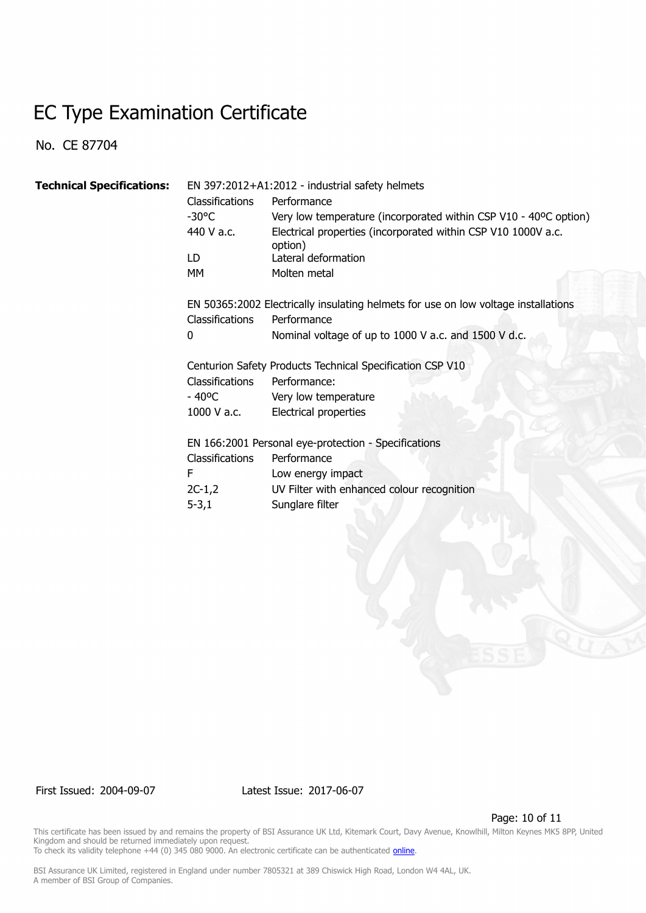# EC Type Examination Certificate

No. CE 87704

**Technical Specifications:**

EN 397:2012+A1:2012 - industrial safety helmets

| Classifications | Performance |
| --- | --- |
| -30°C | Very low temperature (incorporated within CSP V10 - 40ºC option) |
| 440 V a.c. | Electrical properties (incorporated within CSP V10 1000V a.c. option) |
| LD | Lateral deformation |
| MM | Molten metal |

EN 50365:2002 Electrically insulating helmets for use on low voltage installations

| Classifications | Performance |
| --- | --- |
| 0 | Nominal voltage of up to 1000 V a.c. and 1500 V d.c. |

Centurion Safety Products Technical Specification CSP V10

| Classifications | Performance: |
| --- | --- |
| - 40ºC | Very low temperature |
| 1000 V a.c. | Electrical properties |

EN 166:2001 Personal eye-protection - Specifications

| Classifications | Performance |
| --- | --- |
| F | Low energy impact |
| 2C-1,2 | UV Filter with enhanced colour recognition |
| 5-3,1 | Sunglare filter |

First Issued: 2004-09-07 Latest Issue: 2017-06-07

This certificate has been issued by and remains the property of BSI Assurance UK Ltd, Kitemark Court, Davy Avenue, Knowlhill, Milton Keynes MK5 8PP, United Kingdom and should be returned immediately upon request.
To check its validity telephone +44 (0) 345 080 9000. An electronic certificate can be authenticated online.

BSI Assurance UK Limited, registered in England under number 7805321 at 389 Chiswick High Road, London W4 4AL, UK.
A member of BSI Group of Companies.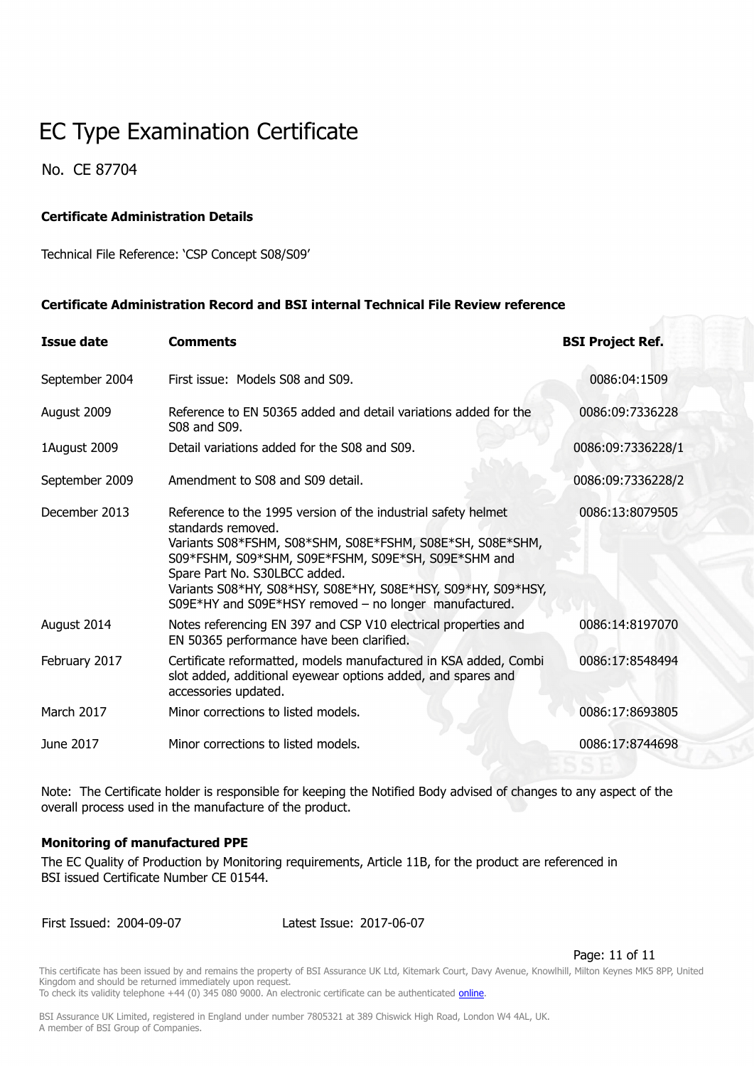# EC Type Examination Certificate

No. CE 87704

### Certificate Administration Details

Technical File Reference: 'CSP Concept S08/S09'

### Certificate Administration Record and BSI internal Technical File Review reference

| Issue date | Comments | BSI Project Ref. |
|---|---|---|
| September 2004 | First issue: Models S08 and S09. | 0086:04:1509 |
| August 2009 | Reference to EN 50365 added and detail variations added for the S08 and S09. | 0086:09:7336228 |
| 1August 2009 | Detail variations added for the S08 and S09. | 0086:09:7336228/1 |
| September 2009 | Amendment to S08 and S09 detail. | 0086:09:7336228/2 |
| December 2013 | Reference to the 1995 version of the industrial safety helmet standards removed.<br>Variants S08*FSHM, S08*SHM, S08E*FSHM, S08E*SH, S08E*SHM, S09*FSHM, S09*SHM, S09E*FSHM, S09E*SH, S09E*SHM and Spare Part No. S30LBCC added.<br>Variants S08*HY, S08*HSY, S08E*HY, S08E*HSY, S09*HY, S09*HSY, S09E*HY and S09E*HSY removed – no longer manufactured. | 0086:13:8079505 |
| August 2014 | Notes referencing EN 397 and CSP V10 electrical properties and EN 50365 performance have been clarified. | 0086:14:8197070 |
| February 2017 | Certificate reformatted, models manufactured in KSA added, Combi slot added, additional eyewear options added, and spares and accessories updated. | 0086:17:8548494 |
| March 2017 | Minor corrections to listed models. | 0086:17:8693805 |
| June 2017 | Minor corrections to listed models. | 0086:17:8744698 |

Note: The Certificate holder is responsible for keeping the Notified Body advised of changes to any aspect of the overall process used in the manufacture of the product.

### Monitoring of manufactured PPE

The EC Quality of Production by Monitoring requirements, Article 11B, for the product are referenced in BSI issued Certificate Number CE 01544.

First Issued: 2004-09-07 Latest Issue: 2017-06-07

This certificate has been issued by and remains the property of BSI Assurance UK Ltd, Kitemark Court, Davy Avenue, Knowlhill, Milton Keynes MK5 8PP, United Kingdom and should be returned immediately upon request.
To check its validity telephone +44 (0) 345 080 9000. An electronic certificate can be authenticated online.

BSI Assurance UK Limited, registered in England under number 7805321 at 389 Chiswick High Road, London W4 4AL, UK.
A member of BSI Group of Companies.